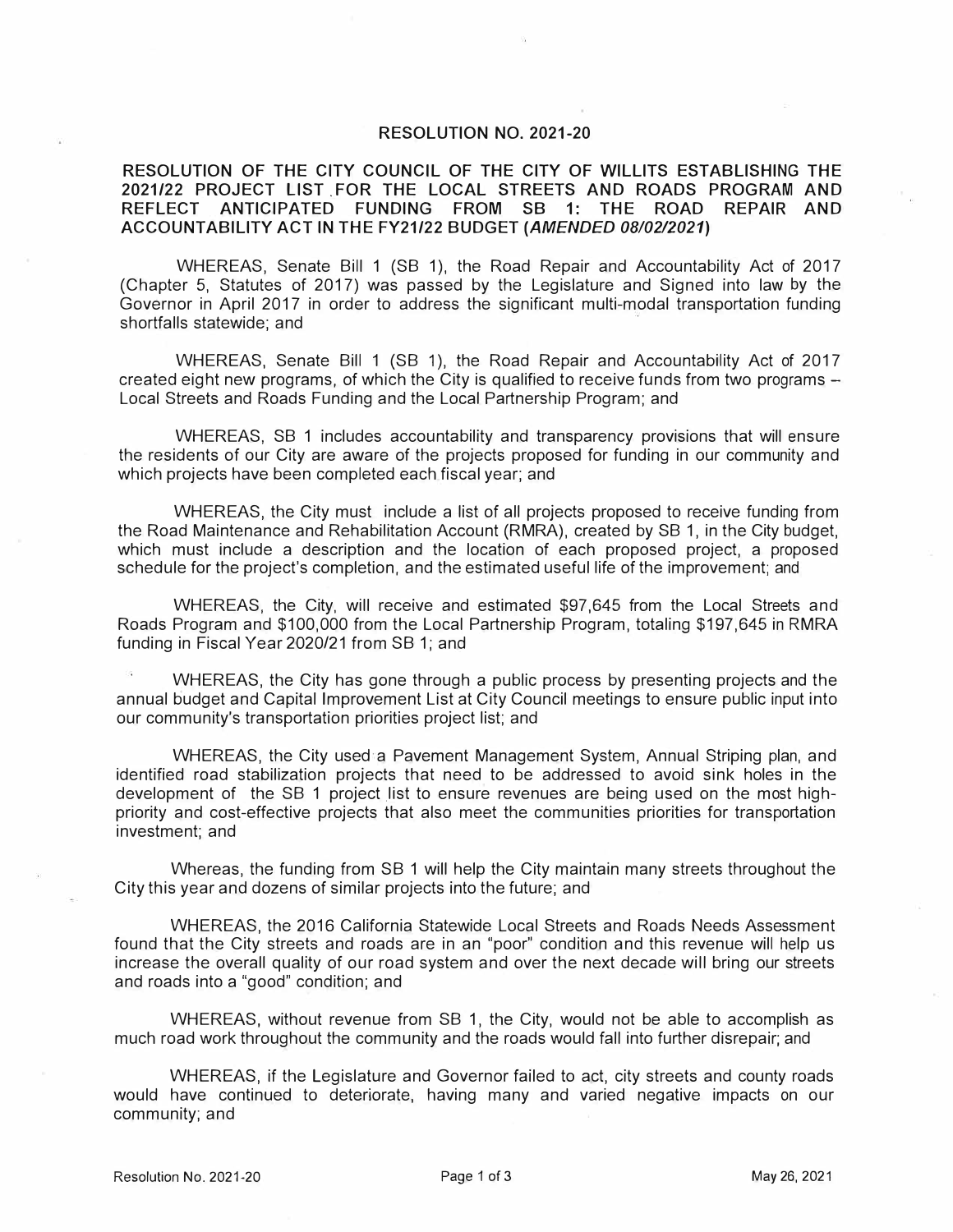# RESOLUTION NO. 2021-20

## RESOLUTION OF THE CITY COUNCIL OF THE CITY OF WILLITS ESTABLISHING THE 2021/22 PROJECT LIST FOR THE LOCAL STREETS AND ROADS PROGRAM AND REFLECT ANTICIPATED FUNDING FROM SB 1: THE ROAD REPAIR AND ACCOUNTABILITY ACT IN THE FY21/22 BUDGET (*AMENDED 08/02/2021*)

WHEREAS, Senate Bill 1 (SB 1), the Road Repair and Accountability Act of 2017 (Chapter 5, Statutes of 2017) was passed by the Legislature and Signed into law by the Governor in April 2017 in order to address the significant multi-modal transportation funding shortfalls statewide; and

WHEREAS, Senate Bill 1 (SB 1), the Road Repair and Accountability Act of 2017 created eight new programs, of which the City is qualified to receive funds from two programs – Local Streets and Roads Funding and the Local Partnership Program; and

WHEREAS, SB 1 includes accountability and transparency provisions that will ensure the residents of our City are aware of the projects proposed for funding in our community and which projects have been completed each fiscal year; and

WHEREAS, the City must include a list of all projects proposed to receive funding from the Road Maintenance and Rehabilitation Account (RMRA), created by SB 1, in the City budget, which must include a description and the location of each proposed project, a proposed schedule for the project's completion, and the estimated useful life of the improvement; and

WHEREAS, the City, will receive and estimated $97,645 from the Local Streets and Roads Program and $100,000 from the Local Partnership Program, totaling $197,645 in RMRA funding in Fiscal Year 2020/21 from SB 1; and

WHEREAS, the City has gone through a public process by presenting projects and the annual budget and Capital Improvement List at City Council meetings to ensure public input into our community's transportation priorities project list; and

WHEREAS, the City used a Pavement Management System, Annual Striping plan, and identified road stabilization projects that need to be addressed to avoid sink holes in the development of the SB 1 project list to ensure revenues are being used on the most high-priority and cost-effective projects that also meet the communities priorities for transportation investment; and

Whereas, the funding from SB 1 will help the City maintain many streets throughout the City this year and dozens of similar projects into the future; and

WHEREAS, the 2016 California Statewide Local Streets and Roads Needs Assessment found that the City streets and roads are in an "poor" condition and this revenue will help us increase the overall quality of our road system and over the next decade will bring our streets and roads into a "good" condition; and

WHEREAS, without revenue from SB 1, the City, would not be able to accomplish as much road work throughout the community and the roads would fall into further disrepair; and

WHEREAS, if the Legislature and Governor failed to act, city streets and county roads would have continued to deteriorate, having many and varied negative impacts on our community; and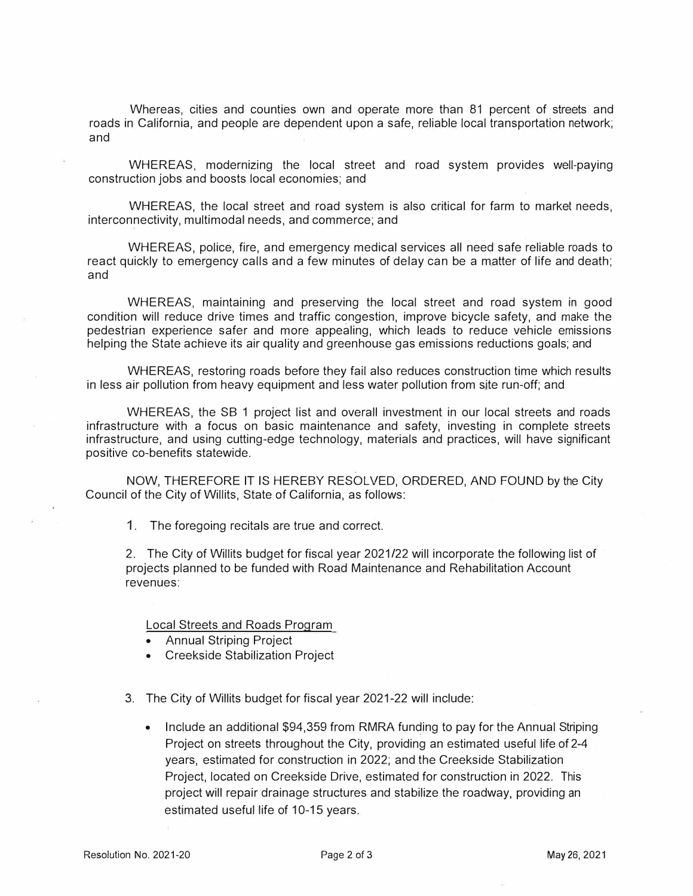Whereas, cities and counties own and operate more than 81 percent of streets and roads in California, and people are dependent upon a safe, reliable local transportation network; and

WHEREAS, modernizing the local street and road system provides well-paying construction jobs and boosts local economies; and

WHEREAS, the local street and road system is also critical for farm to market needs, interconnectivity, multimodal needs, and commerce; and

WHEREAS, police, fire, and emergency medical services all need safe reliable roads to react quickly to emergency calls and a few minutes of delay can be a matter of life and death; and

WHEREAS, maintaining and preserving the local street and road system in good condition will reduce drive times and traffic congestion, improve bicycle safety, and make the pedestrian experience safer and more appealing, which leads to reduce vehicle emissions helping the State achieve its air quality and greenhouse gas emissions reductions goals; and

WHEREAS, restoring roads before they fail also reduces construction time which results in less air pollution from heavy equipment and less water pollution from site run-off; and

WHEREAS, the SB 1 project list and overall investment in our local streets and roads infrastructure with a focus on basic maintenance and safety, investing in complete streets infrastructure, and using cutting-edge technology, materials and practices, will have significant positive co-benefits statewide.

NOW, THEREFORE IT IS HEREBY RESOLVED, ORDERED, AND FOUND by the City Council of the City of Willits, State of California, as follows:

1. The foregoing recitals are true and correct.

2. The City of Willits budget for fiscal year 2021/22 will incorporate the following list of projects planned to be funded with Road Maintenance and Rehabilitation Account revenues:

Local Streets and Roads Program

- Annual Striping Project
- Creekside Stabilization Project

3. The City of Willits budget for fiscal year 2021-22 will include:

- Include an additional $94,359 from RMRA funding to pay for the Annual Striping Project on streets throughout the City, providing an estimated useful life of 2-4 years, estimated for construction in 2022; and the Creekside Stabilization Project, located on Creekside Drive, estimated for construction in 2022. This project will repair drainage structures and stabilize the roadway, providing an estimated useful life of 10-15 years.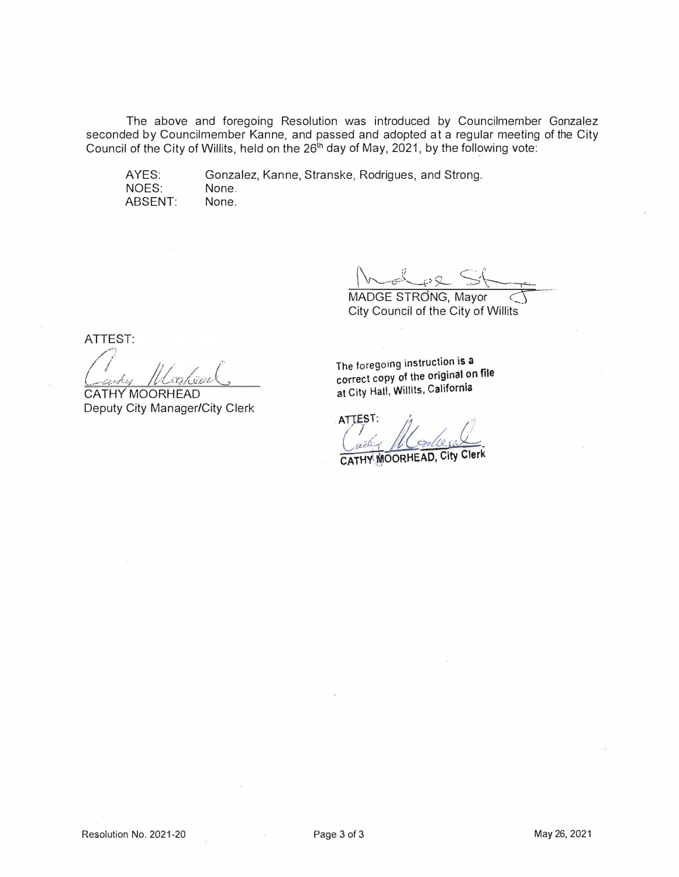The above and foregoing Resolution was introduced by Councilmember Gonzalez seconded by Councilmember Kanne, and passed and adopted at a regular meeting of the City Council of the City of Willits, held on the 26th day of May, 2021, by the following vote:

| | |
|---|---|
| AYES: | Gonzalez, Kanne, Stranske, Rodrigues, and Strong. |
| NOES: | None. |
| ABSENT: | None. |

MADGE STRONG, Mayor
City Council of the City of Willits

ATTEST:

CATHY MOORHEAD
Deputy City Manager/City Clerk

The foregoing instruction is a correct copy of the original on file at City Hall, Willits, California

ATTEST:

CATHY MOORHEAD, City Clerk